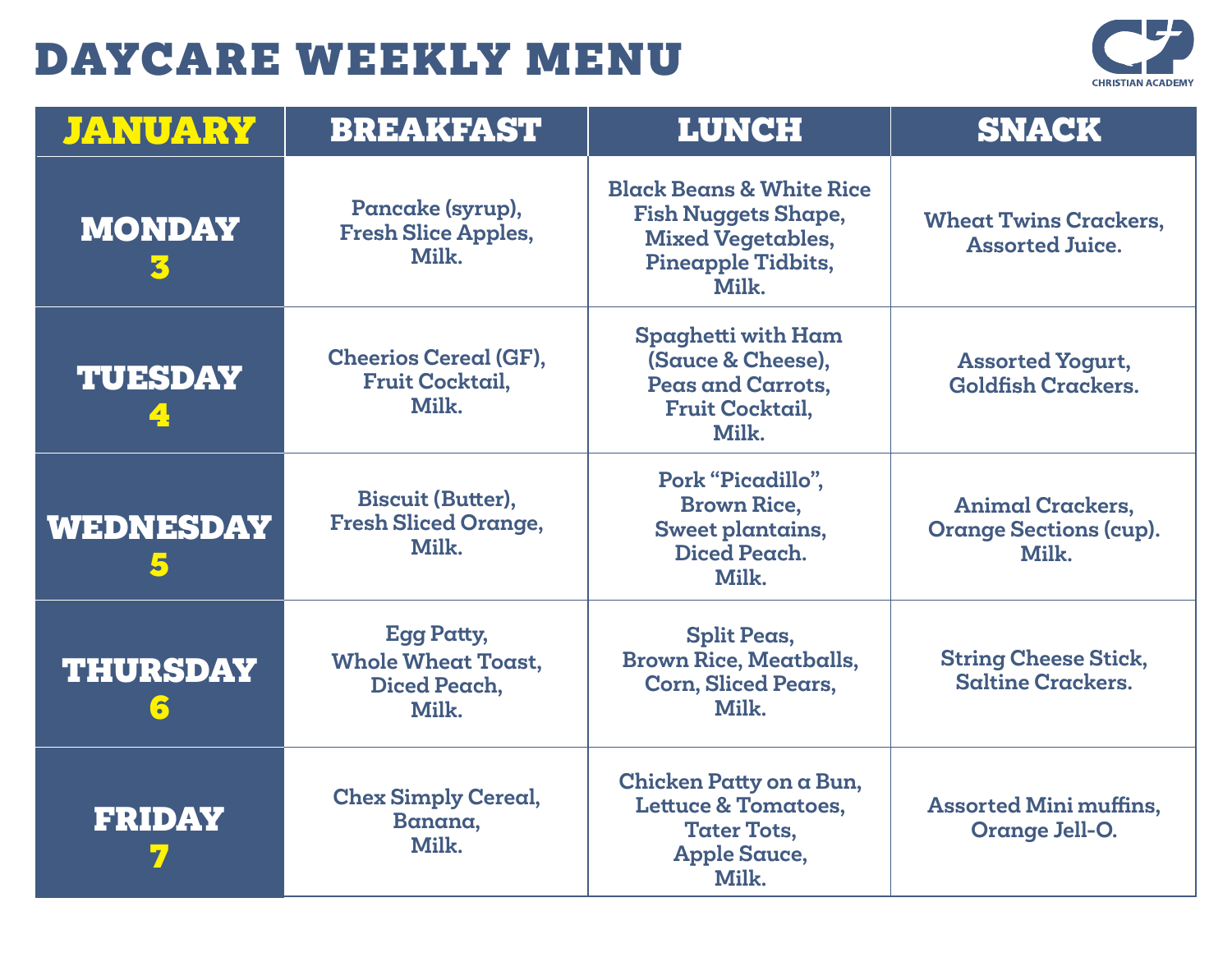# DAYCARE WEEKLY MENU

CHRISTIAN ACADEMY

| JANUARY | BREAKFAST | LUNCH | SNACK |
|---|---|---|---|
| MONDAY 3 | Pancake (syrup), Fresh Slice Apples, Milk. | Black Beans & White Rice Fish Nuggets Shape, Mixed Vegetables, Pineapple Tidbits, Milk. | Wheat Twins Crackers, Assorted Juice. |
| TUESDAY 4 | Cheerios Cereal (GF), Fruit Cocktail, Milk. | Spaghetti with Ham (Sauce & Cheese), Peas and Carrots, Fruit Cocktail, Milk. | Assorted Yogurt, Goldfish Crackers. |
| WEDNESDAY 5 | Biscuit (Butter), Fresh Sliced Orange, Milk. | Pork "Picadillo", Brown Rice, Sweet plantains, Diced Peach. Milk. | Animal Crackers, Orange Sections (cup). Milk. |
| THURSDAY 6 | Egg Patty, Whole Wheat Toast, Diced Peach, Milk. | Split Peas, Brown Rice, Meatballs, Corn, Sliced Pears, Milk. | String Cheese Stick, Saltine Crackers. |
| FRIDAY 7 | Chex Simply Cereal, Banana, Milk. | Chicken Patty on a Bun, Lettuce & Tomatoes, Tater Tots, Apple Sauce, Milk. | Assorted Mini muffins, Orange Jell-O. |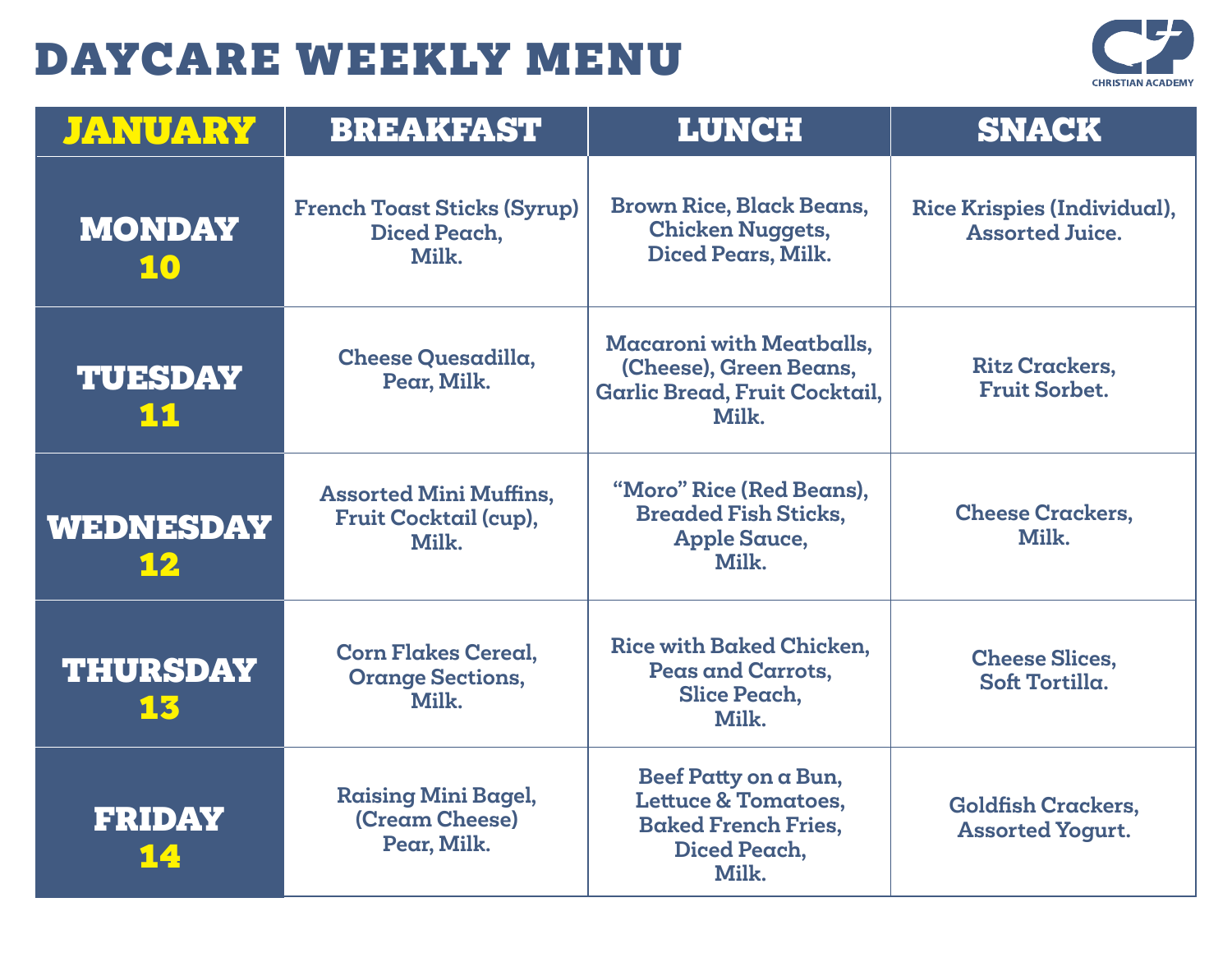# DAYCARE WEEKLY MENU

CHRISTIAN ACADEMY

| JANUARY | BREAKFAST | LUNCH | SNACK |
|---|---|---|---|
| MONDAY 10 | French Toast Sticks (Syrup) Diced Peach, Milk. | Brown Rice, Black Beans, Chicken Nuggets, Diced Pears, Milk. | Rice Krispies (Individual), Assorted Juice. |
| TUESDAY 11 | Cheese Quesadilla, Pear, Milk. | Macaroni with Meatballs, (Cheese), Green Beans, Garlic Bread, Fruit Cocktail, Milk. | Ritz Crackers, Fruit Sorbet. |
| WEDNESDAY 12 | Assorted Mini Muffins, Fruit Cocktail (cup), Milk. | "Moro" Rice (Red Beans), Breaded Fish Sticks, Apple Sauce, Milk. | Cheese Crackers, Milk. |
| THURSDAY 13 | Corn Flakes Cereal, Orange Sections, Milk. | Rice with Baked Chicken, Peas and Carrots, Slice Peach, Milk. | Cheese Slices, Soft Tortilla. |
| FRIDAY 14 | Raising Mini Bagel, (Cream Cheese) Pear, Milk. | Beef Patty on a Bun, Lettuce & Tomatoes, Baked French Fries, Diced Peach, Milk. | Goldfish Crackers, Assorted Yogurt. |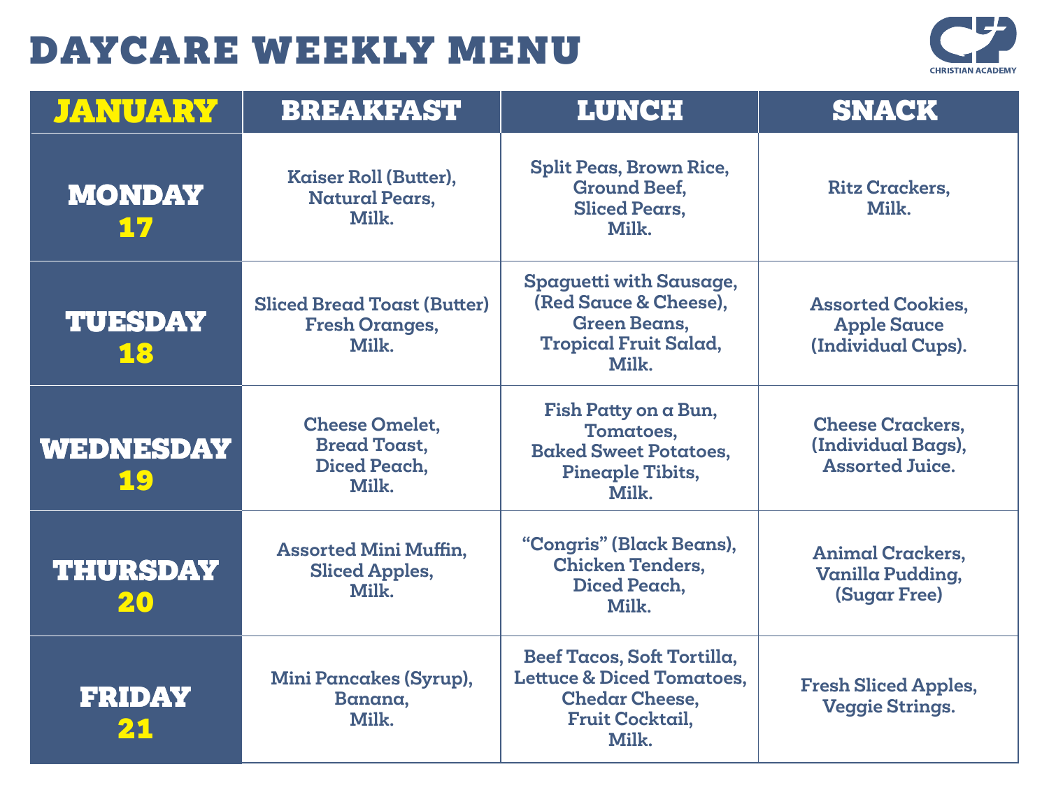# DAYCARE WEEKLY MENU

CHRISTIAN ACADEMY

| JANUARY | BREAKFAST | LUNCH | SNACK |
|---|---|---|---|
| MONDAY 17 | Kaiser Roll (Butter), Natural Pears, Milk. | Split Peas, Brown Rice, Ground Beef, Sliced Pears, Milk. | Ritz Crackers, Milk. |
| TUESDAY 18 | Sliced Bread Toast (Butter) Fresh Oranges, Milk. | Spaguetti with Sausage, (Red Sauce & Cheese), Green Beans, Tropical Fruit Salad, Milk. | Assorted Cookies, Apple Sauce (Individual Cups). |
| WEDNESDAY 19 | Cheese Omelet, Bread Toast, Diced Peach, Milk. | Fish Patty on a Bun, Tomatoes, Baked Sweet Potatoes, Pineaple Tibits, Milk. | Cheese Crackers, (Individual Bags), Assorted Juice. |
| THURSDAY 20 | Assorted Mini Muffin, Sliced Apples, Milk. | "Congris" (Black Beans), Chicken Tenders, Diced Peach, Milk. | Animal Crackers, Vanilla Pudding, (Sugar Free) |
| FRIDAY 21 | Mini Pancakes (Syrup), Banana, Milk. | Beef Tacos, Soft Tortilla, Lettuce & Diced Tomatoes, Chedar Cheese, Fruit Cocktail, Milk. | Fresh Sliced Apples, Veggie Strings. |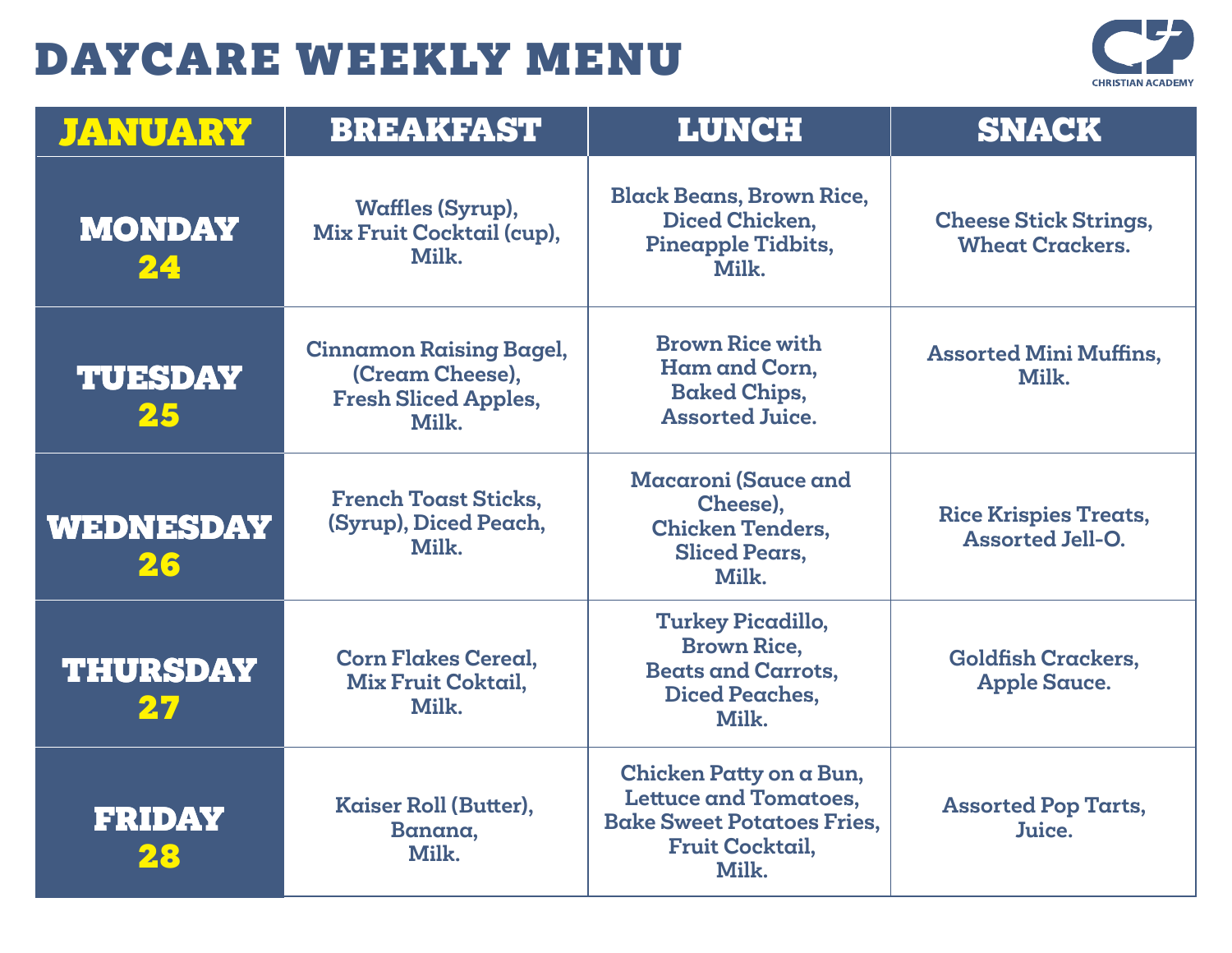# DAYCARE WEEKLY MENU

CHRISTIAN ACADEMY

| JANUARY | BREAKFAST | LUNCH | SNACK |
|---|---|---|---|
| MONDAY 24 | Waffles (Syrup), Mix Fruit Cocktail (cup), Milk. | Black Beans, Brown Rice, Diced Chicken, Pineapple Tidbits, Milk. | Cheese Stick Strings, Wheat Crackers. |
| TUESDAY 25 | Cinnamon Raising Bagel, (Cream Cheese), Fresh Sliced Apples, Milk. | Brown Rice with Ham and Corn, Baked Chips, Assorted Juice. | Assorted Mini Muffins, Milk. |
| WEDNESDAY 26 | French Toast Sticks, (Syrup), Diced Peach, Milk. | Macaroni (Sauce and Cheese), Chicken Tenders, Sliced Pears, Milk. | Rice Krispies Treats, Assorted Jell-O. |
| THURSDAY 27 | Corn Flakes Cereal, Mix Fruit Coktail, Milk. | Turkey Picadillo, Brown Rice, Beats and Carrots, Diced Peaches, Milk. | Goldfish Crackers, Apple Sauce. |
| FRIDAY 28 | Kaiser Roll (Butter), Banana, Milk. | Chicken Patty on a Bun, Lettuce and Tomatoes, Bake Sweet Potatoes Fries, Fruit Cocktail, Milk. | Assorted Pop Tarts, Juice. |